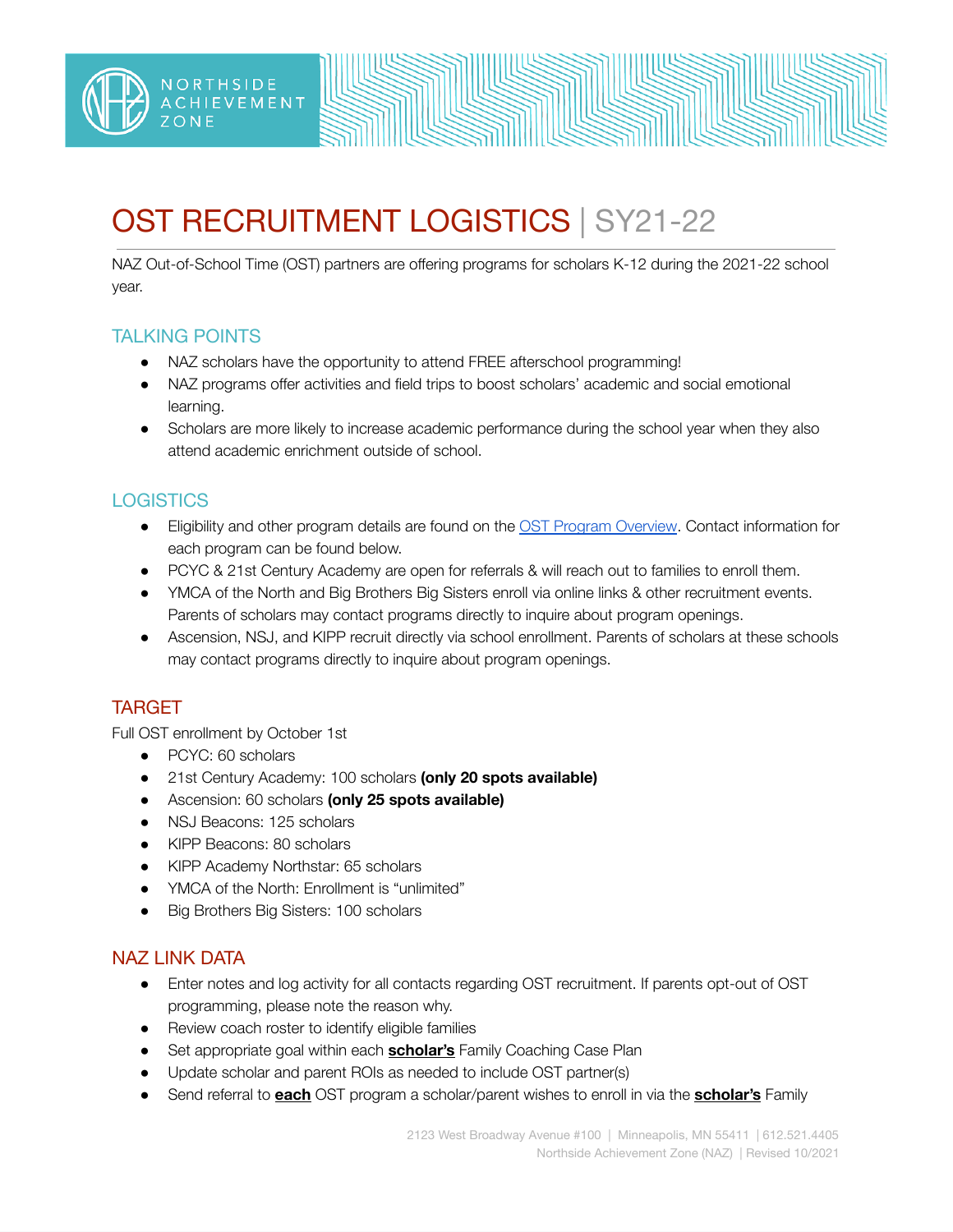# OST RECRUITMENT LOGISTICS | SY21-22

NAZ Out-of-School Time (OST) partners are offering programs for scholars K-12 during the 2021-22 school year.

## TALKING POINTS

- NAZ scholars have the opportunity to attend FREE afterschool programming!
- NAZ programs offer activities and field trips to boost scholars' academic and social emotional learning.
- Scholars are more likely to increase academic performance during the school year when they also attend academic enrichment outside of school.

## LOGISTICS

- Eligibility and other program details are found on the [OST Program Overview](). Contact information for each program can be found below.
- PCYC & 21st Century Academy are open for referrals & will reach out to families to enroll them.
- YMCA of the North and Big Brothers Big Sisters enroll via online links & other recruitment events. Parents of scholars may contact programs directly to inquire about program openings.
- Ascension, NSJ, and KIPP recruit directly via school enrollment. Parents of scholars at these schools may contact programs directly to inquire about program openings.

## TARGET

Full OST enrollment by October 1st

- PCYC: 60 scholars
- 21st Century Academy: 100 scholars **(only 20 spots available)**
- Ascension: 60 scholars **(only 25 spots available)**
- NSJ Beacons: 125 scholars
- KIPP Beacons: 80 scholars
- KIPP Academy Northstar: 65 scholars
- YMCA of the North: Enrollment is "unlimited"
- Big Brothers Big Sisters: 100 scholars

## NAZ LINK DATA

- Enter notes and log activity for all contacts regarding OST recruitment. If parents opt-out of OST programming, please note the reason why.
- Review coach roster to identify eligible families
- Set appropriate goal within each **scholar's** Family Coaching Case Plan
- Update scholar and parent ROIs as needed to include OST partner(s)
- Send referral to **each** OST program a scholar/parent wishes to enroll in via the **scholar's** Family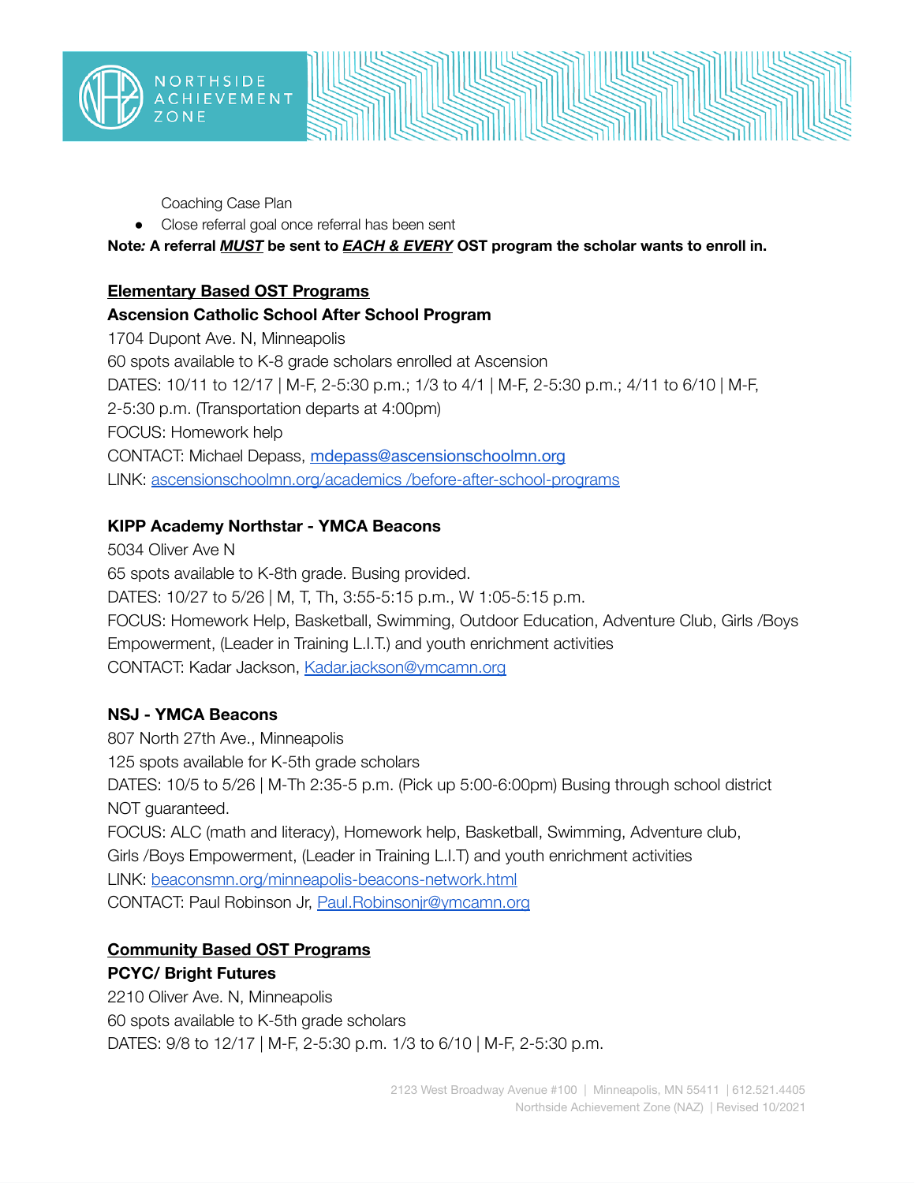Coaching Case Plan

- Close referral goal once referral has been sent

**Note*:* A referral _**MUST**_ be sent to _**EACH & EVERY**_ OST program the scholar wants to enroll in.**

## Elementary Based OST Programs

### Ascension Catholic School After School Program

1704 Dupont Ave. N, Minneapolis
60 spots available to K-8 grade scholars enrolled at Ascension
DATES: 10/11 to 12/17 | M-F, 2-5:30 p.m.; 1/3 to 4/1 | M-F, 2-5:30 p.m.; 4/11 to 6/10 | M-F, 2-5:30 p.m. (Transportation departs at 4:00pm)
FOCUS: Homework help
CONTACT: Michael Depass, [mdepass@ascensionschoolmn.org](mailto:mdepass@ascensionschoolmn.org)
LINK: [ascensionschoolmn.org/academics /before-after-school-programs](ascensionschoolmn.org/academics/before-after-school-programs)

### KIPP Academy Northstar - YMCA Beacons

5034 Oliver Ave N
65 spots available to K-8th grade. Busing provided.
DATES: 10/27 to 5/26 | M, T, Th, 3:55-5:15 p.m., W 1:05-5:15 p.m.
FOCUS: Homework Help, Basketball, Swimming, Outdoor Education, Adventure Club, Girls /Boys Empowerment, (Leader in Training L.I.T.) and youth enrichment activities
CONTACT: Kadar Jackson, [Kadar.jackson@ymcamn.org](mailto:Kadar.jackson@ymcamn.org)

### NSJ - YMCA Beacons

807 North 27th Ave., Minneapolis
125 spots available for K-5th grade scholars
DATES: 10/5 to 5/26 | M-Th 2:35-5 p.m. (Pick up 5:00-6:00pm) Busing through school district NOT guaranteed.
FOCUS: ALC (math and literacy), Homework help, Basketball, Swimming, Adventure club, Girls /Boys Empowerment, (Leader in Training L.I.T) and youth enrichment activities
LINK: [beaconsmn.org/minneapolis-beacons-network.html](beaconsmn.org/minneapolis-beacons-network.html)
CONTACT: Paul Robinson Jr, [Paul.Robinsonjr@ymcamn.org](mailto:Paul.Robinsonjr@ymcamn.org)

## Community Based OST Programs

### PCYC/ Bright Futures

2210 Oliver Ave. N, Minneapolis
60 spots available to K-5th grade scholars
DATES: 9/8 to 12/17 | M-F, 2-5:30 p.m. 1/3 to 6/10 | M-F, 2-5:30 p.m.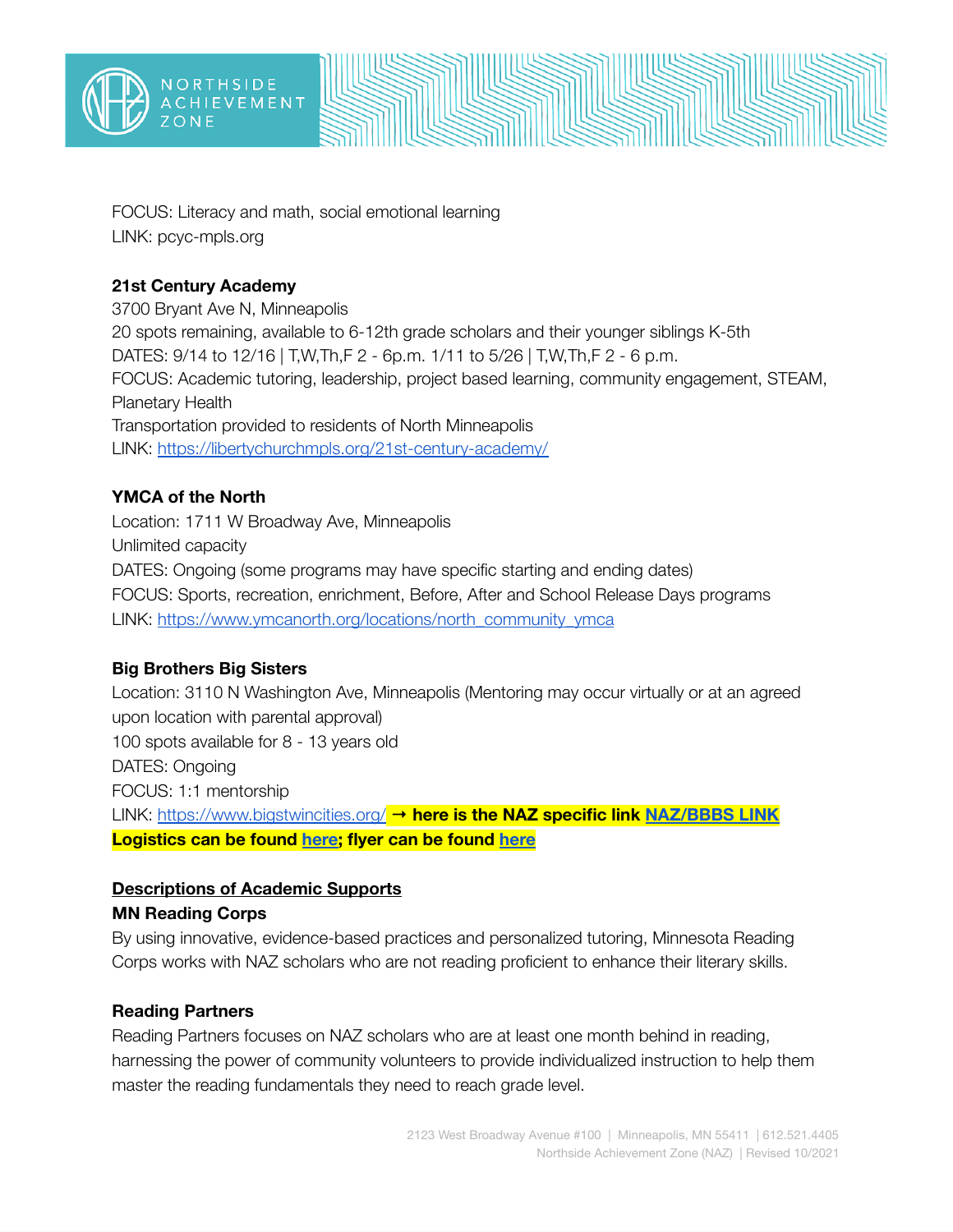FOCUS: Literacy and math, social emotional learning
LINK: pcyc-mpls.org

**21st Century Academy**
3700 Bryant Ave N, Minneapolis
20 spots remaining, available to 6-12th grade scholars and their younger siblings K-5th
DATES: 9/14 to 12/16 | T,W,Th,F 2 - 6p.m. 1/11 to 5/26 | T,W,Th,F 2 - 6 p.m.
FOCUS: Academic tutoring, leadership, project based learning, community engagement, STEAM, Planetary Health
Transportation provided to residents of North Minneapolis
LINK: [https://libertychurchmpls.org/21st-century-academy/](https://libertychurchmpls.org/21st-century-academy/)

**YMCA of the North**
Location: 1711 W Broadway Ave, Minneapolis
Unlimited capacity
DATES: Ongoing (some programs may have specific starting and ending dates)
FOCUS: Sports, recreation, enrichment, Before, After and School Release Days programs
LINK: [https://www.ymcanorth.org/locations/north_community_ymca](https://www.ymcanorth.org/locations/north_community_ymca)

**Big Brothers Big Sisters**
Location: 3110 N Washington Ave, Minneapolis (Mentoring may occur virtually or at an agreed upon location with parental approval)
100 spots available for 8 - 13 years old
DATES: Ongoing
FOCUS: 1:1 mentorship
LINK: [https://www.bigstwincities.org/](https://www.bigstwincities.org/) **→ here is the NAZ specific link [NAZ/BBBS LINK]()**
**Logistics can be found [here](); flyer can be found [here]()**

## Descriptions of Academic Supports

**MN Reading Corps**
By using innovative, evidence-based practices and personalized tutoring, Minnesota Reading Corps works with NAZ scholars who are not reading proficient to enhance their literary skills.

**Reading Partners**
Reading Partners focuses on NAZ scholars who are at least one month behind in reading, harnessing the power of community volunteers to provide individualized instruction to help them master the reading fundamentals they need to reach grade level.